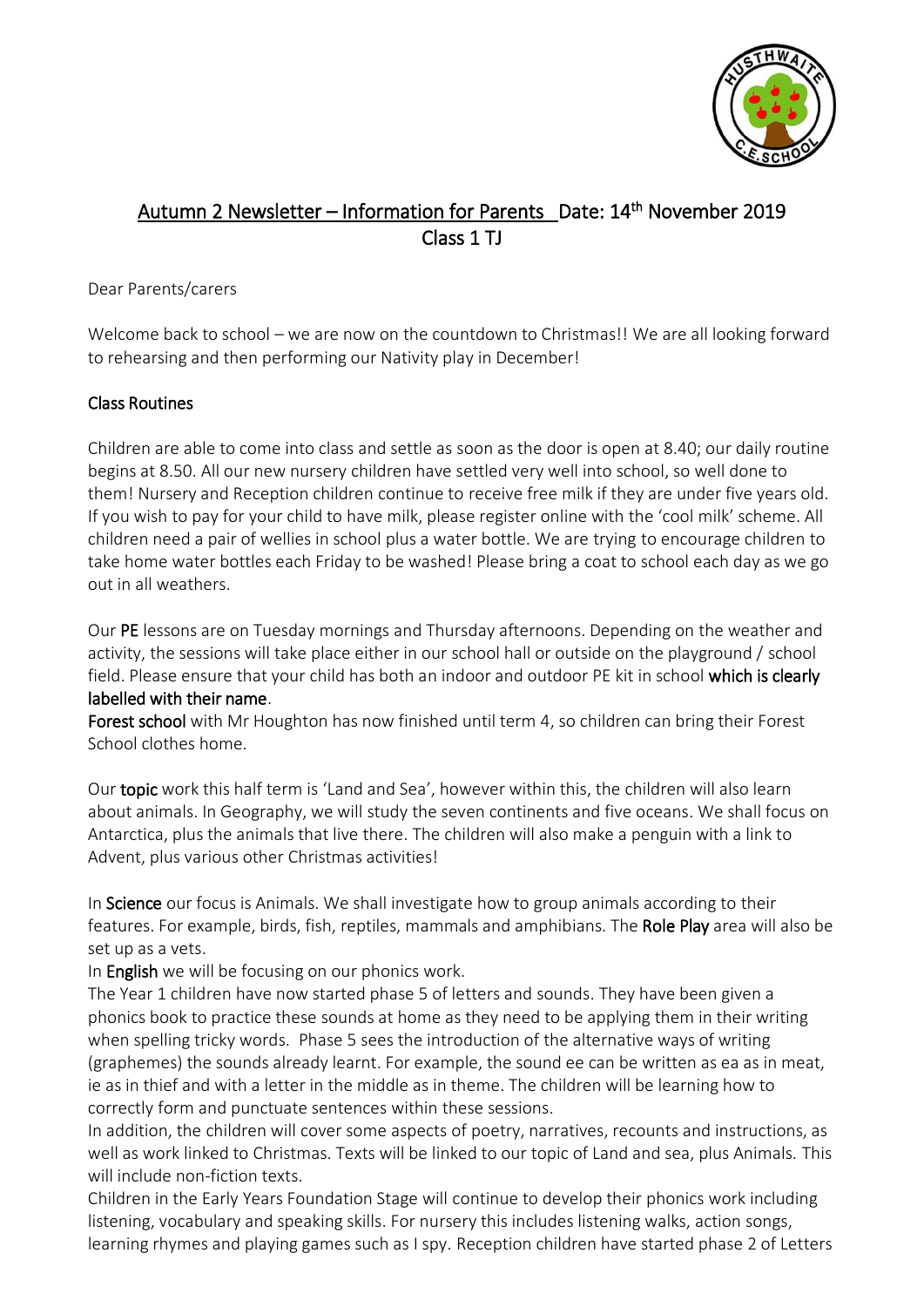## Autumn 2 Newsletter – Information for Parents Date: 14th November 2019
## Class 1 TJ

Dear Parents/carers

Welcome back to school – we are now on the countdown to Christmas!! We are all looking forward to rehearsing and then performing our Nativity play in December!

### Class Routines

Children are able to come into class and settle as soon as the door is open at 8.40; our daily routine begins at 8.50. All our new nursery children have settled very well into school, so well done to them! Nursery and Reception children continue to receive free milk if they are under five years old. If you wish to pay for your child to have milk, please register online with the 'cool milk' scheme. All children need a pair of wellies in school plus a water bottle. We are trying to encourage children to take home water bottles each Friday to be washed! Please bring a coat to school each day as we go out in all weathers.

Our **PE** lessons are on Tuesday mornings and Thursday afternoons. Depending on the weather and activity, the sessions will take place either in our school hall or outside on the playground / school field. Please ensure that your child has both an indoor and outdoor PE kit in school **which is clearly labelled with their name**.

**Forest school** with Mr Houghton has now finished until term 4, so children can bring their Forest School clothes home.

Our **topic** work this half term is 'Land and Sea', however within this, the children will also learn about animals. In Geography, we will study the seven continents and five oceans. We shall focus on Antarctica, plus the animals that live there. The children will also make a penguin with a link to Advent, plus various other Christmas activities!

In **Science** our focus is Animals. We shall investigate how to group animals according to their features. For example, birds, fish, reptiles, mammals and amphibians. The **Role Play** area will also be set up as a vets.

In **English** we will be focusing on our phonics work.

The Year 1 children have now started phase 5 of letters and sounds. They have been given a phonics book to practice these sounds at home as they need to be applying them in their writing when spelling tricky words. Phase 5 sees the introduction of the alternative ways of writing (graphemes) the sounds already learnt. For example, the sound ee can be written as ea as in meat, ie as in thief and with a letter in the middle as in theme. The children will be learning how to correctly form and punctuate sentences within these sessions.

In addition, the children will cover some aspects of poetry, narratives, recounts and instructions, as well as work linked to Christmas. Texts will be linked to our topic of Land and sea, plus Animals. This will include non-fiction texts.

Children in the Early Years Foundation Stage will continue to develop their phonics work including listening, vocabulary and speaking skills. For nursery this includes listening walks, action songs, learning rhymes and playing games such as I spy. Reception children have started phase 2 of Letters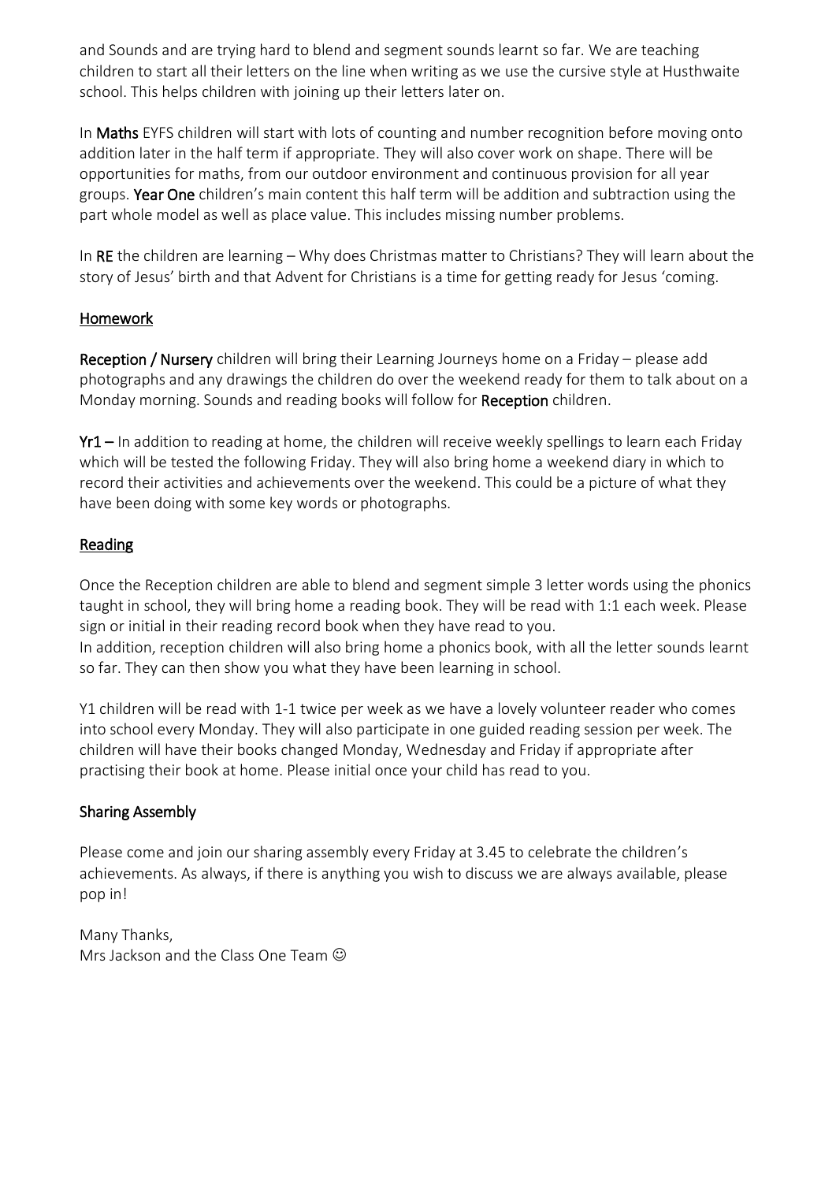and Sounds and are trying hard to blend and segment sounds learnt so far. We are teaching children to start all their letters on the line when writing as we use the cursive style at Husthwaite school. This helps children with joining up their letters later on.

In **Maths** EYFS children will start with lots of counting and number recognition before moving onto addition later in the half term if appropriate. They will also cover work on shape. There will be opportunities for maths, from our outdoor environment and continuous provision for all year groups. **Year One** children's main content this half term will be addition and subtraction using the part whole model as well as place value. This includes missing number problems.

In **RE** the children are learning – Why does Christmas matter to Christians? They will learn about the story of Jesus' birth and that Advent for Christians is a time for getting ready for Jesus 'coming.

## Homework

**Reception / Nursery** children will bring their Learning Journeys home on a Friday – please add photographs and any drawings the children do over the weekend ready for them to talk about on a Monday morning. Sounds and reading books will follow for **Reception** children.

**Yr1 –** In addition to reading at home, the children will receive weekly spellings to learn each Friday which will be tested the following Friday. They will also bring home a weekend diary in which to record their activities and achievements over the weekend. This could be a picture of what they have been doing with some key words or photographs.

## Reading

Once the Reception children are able to blend and segment simple 3 letter words using the phonics taught in school, they will bring home a reading book. They will be read with 1:1 each week. Please sign or initial in their reading record book when they have read to you.
In addition, reception children will also bring home a phonics book, with all the letter sounds learnt so far. They can then show you what they have been learning in school.

Y1 children will be read with 1-1 twice per week as we have a lovely volunteer reader who comes into school every Monday. They will also participate in one guided reading session per week. The children will have their books changed Monday, Wednesday and Friday if appropriate after practising their book at home. Please initial once your child has read to you.

## Sharing Assembly

Please come and join our sharing assembly every Friday at 3.45 to celebrate the children's achievements. As always, if there is anything you wish to discuss we are always available, please pop in!

Many Thanks,
Mrs Jackson and the Class One Team ☺